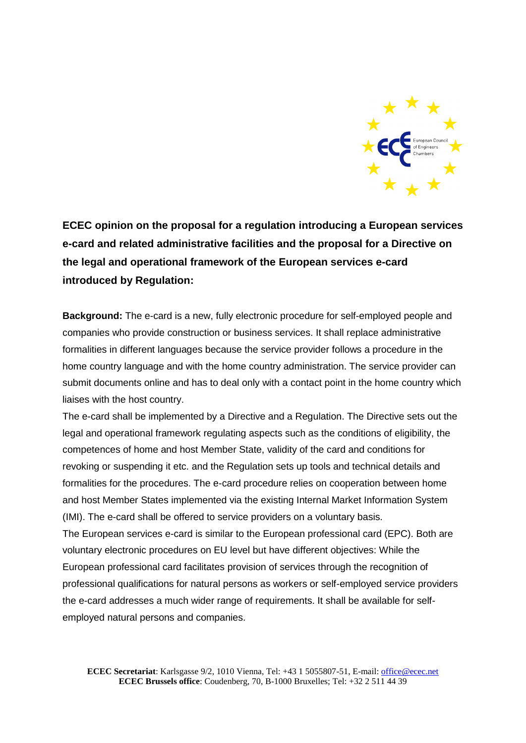**ECEC opinion on the proposal for a regulation introducing a European services e-card and related administrative facilities and the proposal for a Directive on the legal and operational framework of the European services e-card introduced by Regulation:**

**Background:** The e-card is a new, fully electronic procedure for self-employed people and companies who provide construction or business services. It shall replace administrative formalities in different languages because the service provider follows a procedure in the home country language and with the home country administration. The service provider can submit documents online and has to deal only with a contact point in the home country which liaises with the host country.

The e-card shall be implemented by a Directive and a Regulation. The Directive sets out the legal and operational framework regulating aspects such as the conditions of eligibility, the competences of home and host Member State, validity of the card and conditions for revoking or suspending it etc. and the Regulation sets up tools and technical details and formalities for the procedures. The e-card procedure relies on cooperation between home and host Member States implemented via the existing Internal Market Information System (IMI). The e-card shall be offered to service providers on a voluntary basis.

The European services e-card is similar to the European professional card (EPC). Both are voluntary electronic procedures on EU level but have different objectives: While the European professional card facilitates provision of services through the recognition of professional qualifications for natural persons as workers or self-employed service providers the e-card addresses a much wider range of requirements. It shall be available for self-employed natural persons and companies.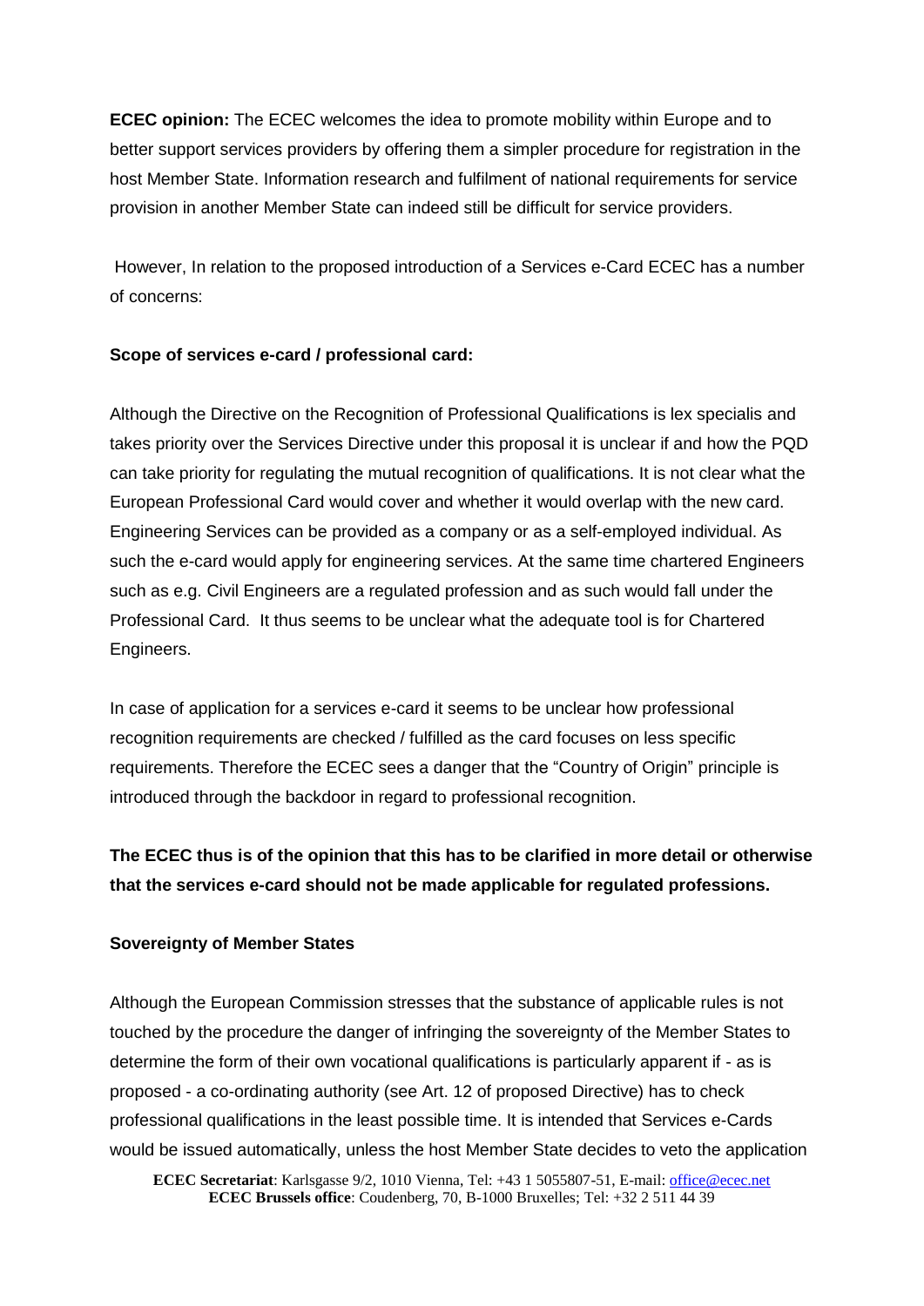**ECEC opinion:** The ECEC welcomes the idea to promote mobility within Europe and to better support services providers by offering them a simpler procedure for registration in the host Member State. Information research and fulfilment of national requirements for service provision in another Member State can indeed still be difficult for service providers.

However, In relation to the proposed introduction of a Services e-Card ECEC has a number of concerns:

**Scope of services e-card / professional card:**

Although the Directive on the Recognition of Professional Qualifications is lex specialis and takes priority over the Services Directive under this proposal it is unclear if and how the PQD can take priority for regulating the mutual recognition of qualifications. It is not clear what the European Professional Card would cover and whether it would overlap with the new card. Engineering Services can be provided as a company or as a self-employed individual. As such the e-card would apply for engineering services. At the same time chartered Engineers such as e.g. Civil Engineers are a regulated profession and as such would fall under the Professional Card. It thus seems to be unclear what the adequate tool is for Chartered Engineers.

In case of application for a services e-card it seems to be unclear how professional recognition requirements are checked / fulfilled as the card focuses on less specific requirements. Therefore the ECEC sees a danger that the "Country of Origin" principle is introduced through the backdoor in regard to professional recognition.

**The ECEC thus is of the opinion that this has to be clarified in more detail or otherwise that the services e-card should not be made applicable for regulated professions.**

**Sovereignty of Member States**

Although the European Commission stresses that the substance of applicable rules is not touched by the procedure the danger of infringing the sovereignty of the Member States to determine the form of their own vocational qualifications is particularly apparent if - as is proposed - a co-ordinating authority (see Art. 12 of proposed Directive) has to check professional qualifications in the least possible time. It is intended that Services e-Cards would be issued automatically, unless the host Member State decides to veto the application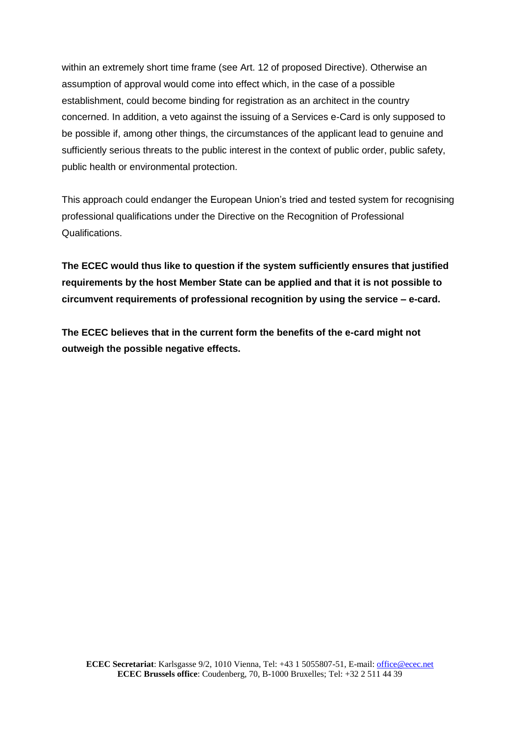within an extremely short time frame (see Art. 12 of proposed Directive). Otherwise an assumption of approval would come into effect which, in the case of a possible establishment, could become binding for registration as an architect in the country concerned. In addition, a veto against the issuing of a Services e-Card is only supposed to be possible if, among other things, the circumstances of the applicant lead to genuine and sufficiently serious threats to the public interest in the context of public order, public safety, public health or environmental protection.

This approach could endanger the European Union's tried and tested system for recognising professional qualifications under the Directive on the Recognition of Professional Qualifications.

**The ECEC would thus like to question if the system sufficiently ensures that justified requirements by the host Member State can be applied and that it is not possible to circumvent requirements of professional recognition by using the service – e-card.**

**The ECEC believes that in the current form the benefits of the e-card might not outweigh the possible negative effects.**